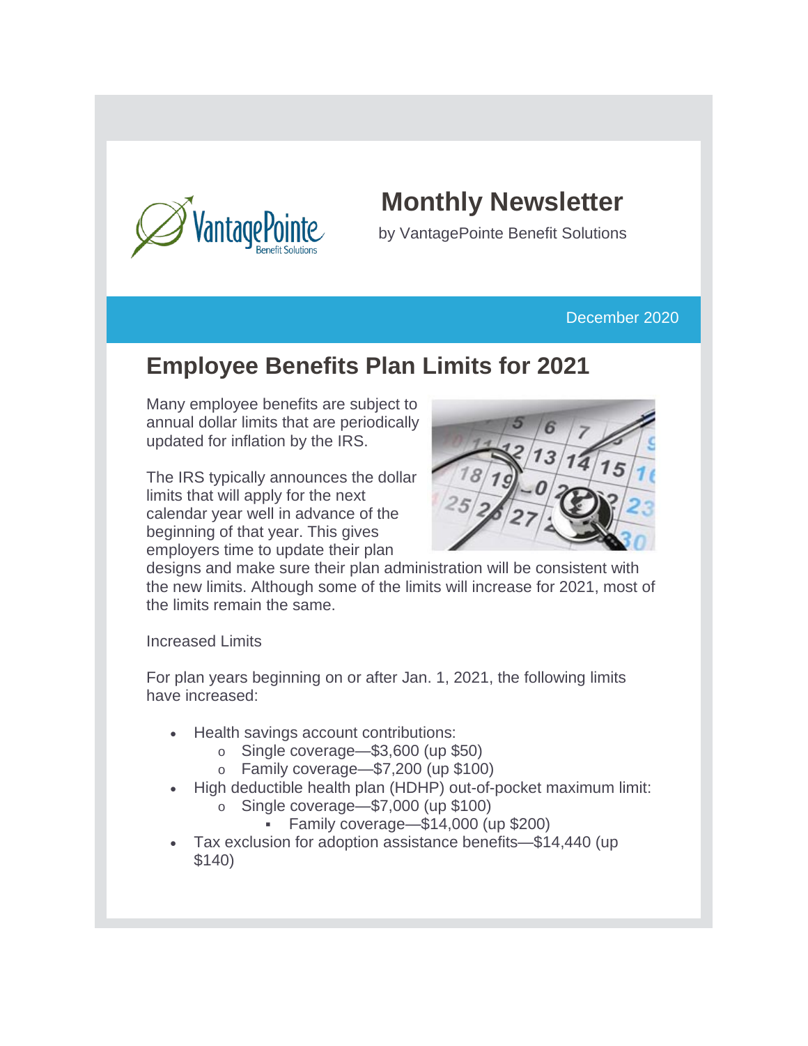# Monthly Newsletter

by VantagePointe Benefit Solutions

December 2020

## Employee Benefits Plan Limits for 2021

Many employee benefits are subject to annual dollar limits that are periodically updated for inflation by the IRS.

The IRS typically announces the dollar limits that will apply for the next calendar year well in advance of the beginning of that year. This gives employers time to update their plan designs and make sure their plan administration will be consistent with the new limits. Although some of the limits will increase for 2021, most of the limits remain the same.

Increased Limits

For plan years beginning on or after Jan. 1, 2021, the following limits have increased:

- Health savings account contributions:
  - Single coverage—$3,600 (up $50)
  - Family coverage—$7,200 (up $100)
- High deductible health plan (HDHP) out-of-pocket maximum limit:
  - Single coverage—$7,000 (up $100)
    - Family coverage—$14,000 (up $200)
- Tax exclusion for adoption assistance benefits—$14,440 (up $140)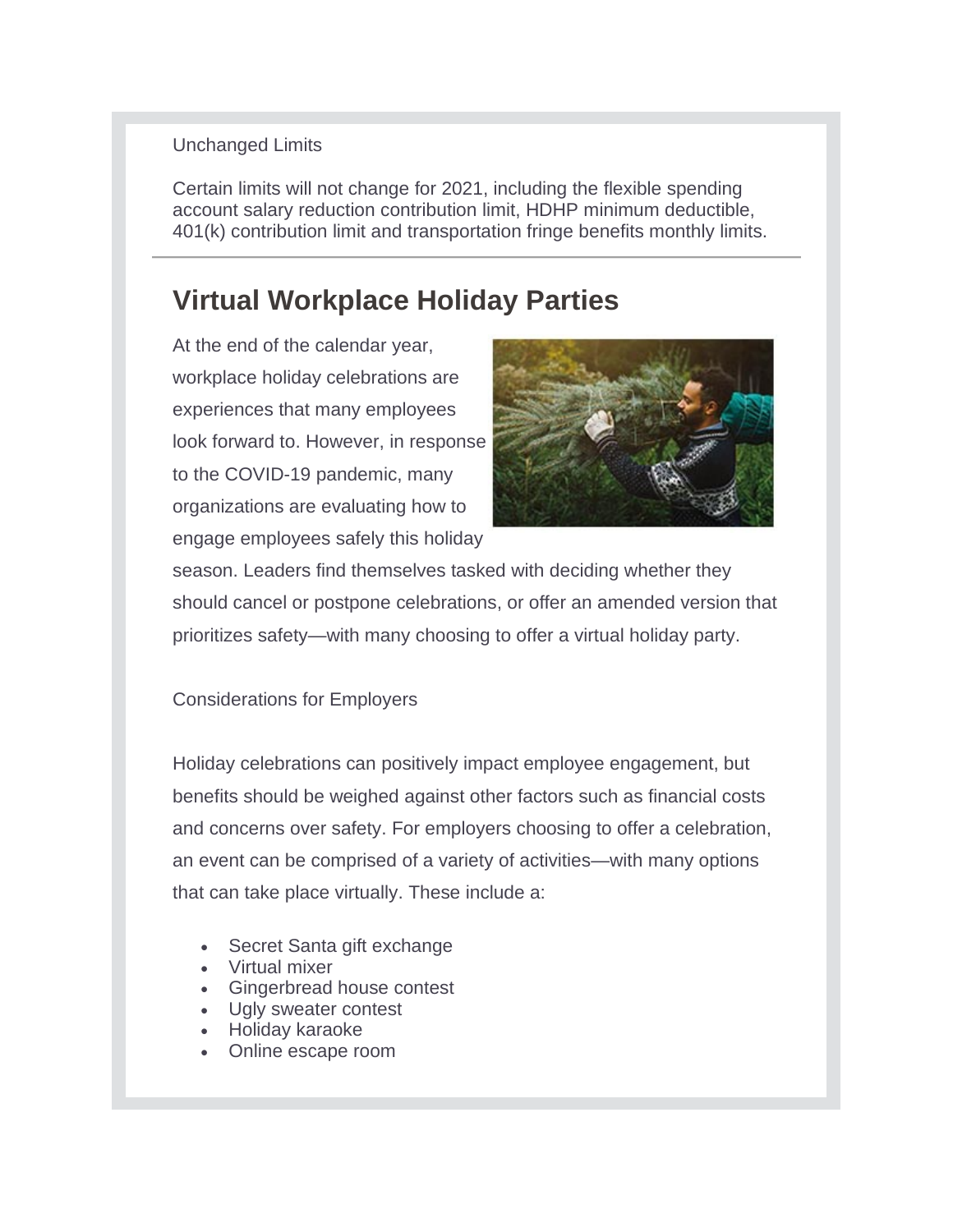Unchanged Limits

Certain limits will not change for 2021, including the flexible spending account salary reduction contribution limit, HDHP minimum deductible, 401(k) contribution limit and transportation fringe benefits monthly limits.

---

## Virtual Workplace Holiday Parties

At the end of the calendar year, workplace holiday celebrations are experiences that many employees look forward to. However, in response to the COVID-19 pandemic, many organizations are evaluating how to engage employees safely this holiday season. Leaders find themselves tasked with deciding whether they should cancel or postpone celebrations, or offer an amended version that prioritizes safety—with many choosing to offer a virtual holiday party.

Considerations for Employers

Holiday celebrations can positively impact employee engagement, but benefits should be weighed against other factors such as financial costs and concerns over safety. For employers choosing to offer a celebration, an event can be comprised of a variety of activities—with many options that can take place virtually. These include a:

- Secret Santa gift exchange
- Virtual mixer
- Gingerbread house contest
- Ugly sweater contest
- Holiday karaoke
- Online escape room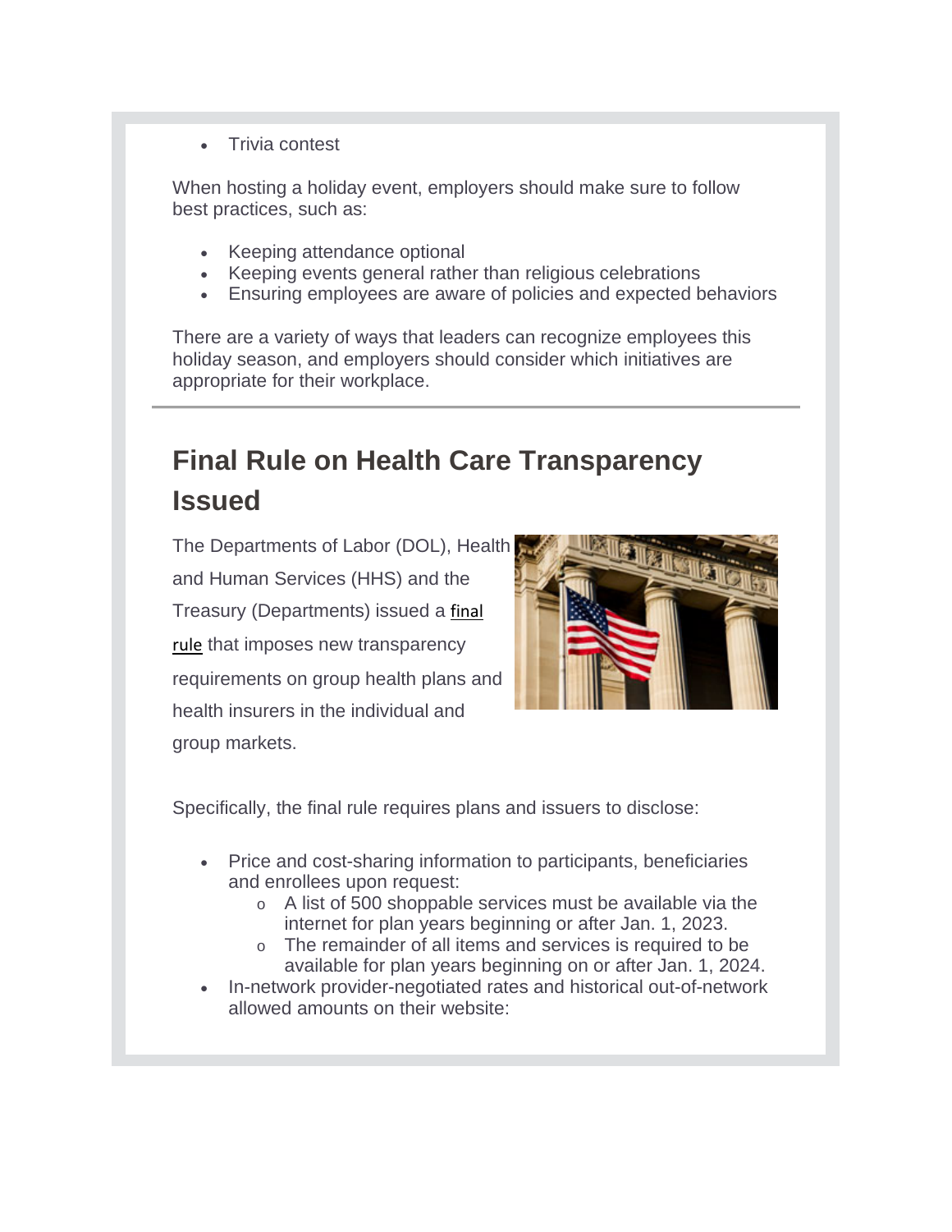- Trivia contest

When hosting a holiday event, employers should make sure to follow best practices, such as:

- Keeping attendance optional
- Keeping events general rather than religious celebrations
- Ensuring employees are aware of policies and expected behaviors

There are a variety of ways that leaders can recognize employees this holiday season, and employers should consider which initiatives are appropriate for their workplace.

---

## Final Rule on Health Care Transparency Issued

The Departments of Labor (DOL), Health and Human Services (HHS) and the Treasury (Departments) issued a final rule that imposes new transparency requirements on group health plans and health insurers in the individual and group markets.

Specifically, the final rule requires plans and issuers to disclose:

- Price and cost-sharing information to participants, beneficiaries and enrollees upon request:
  - A list of 500 shoppable services must be available via the internet for plan years beginning or after Jan. 1, 2023.
  - The remainder of all items and services is required to be available for plan years beginning on or after Jan. 1, 2024.
- In-network provider-negotiated rates and historical out-of-network allowed amounts on their website: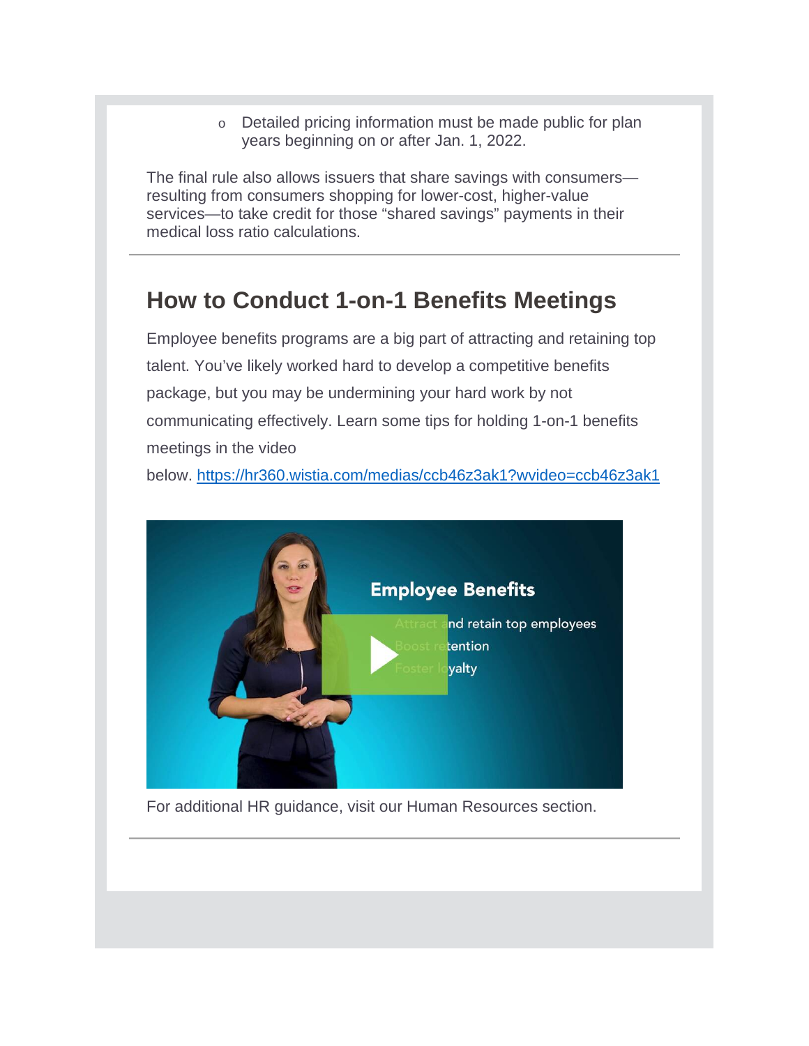- Detailed pricing information must be made public for plan years beginning on or after Jan. 1, 2022.

The final rule also allows issuers that share savings with consumers—resulting from consumers shopping for lower-cost, higher-value services—to take credit for those "shared savings" payments in their medical loss ratio calculations.

## How to Conduct 1-on-1 Benefits Meetings

Employee benefits programs are a big part of attracting and retaining top talent. You've likely worked hard to develop a competitive benefits package, but you may be undermining your hard work by not communicating effectively. Learn some tips for holding 1-on-1 benefits meetings in the video below. https://hr360.wistia.com/medias/ccb46z3ak1?wvideo=ccb46z3ak1

For additional HR guidance, visit our Human Resources section.